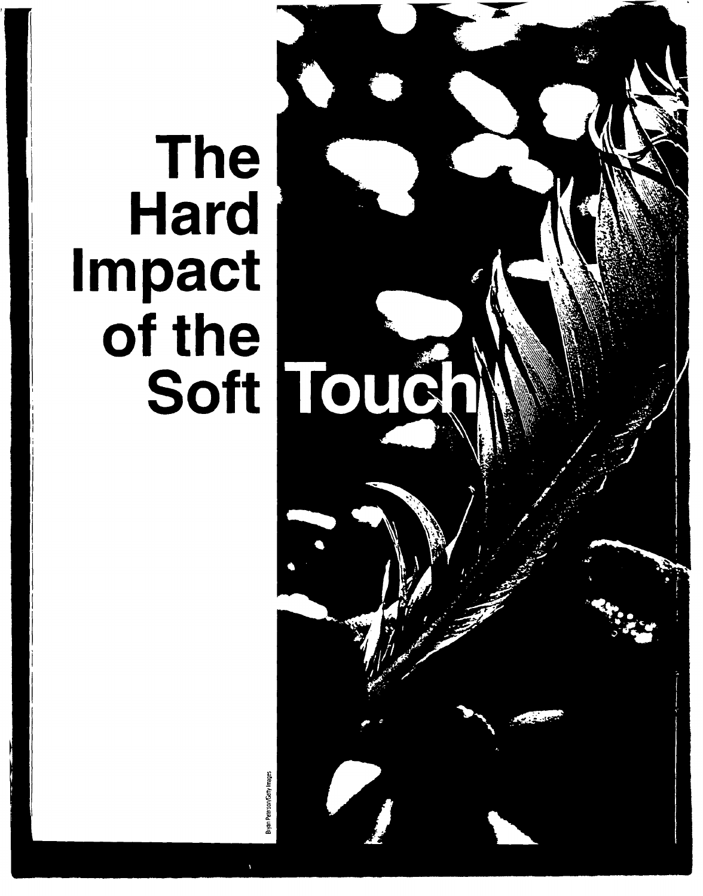# The Hard Impact of the Soft Touch

Bryan Peterson/Getty Images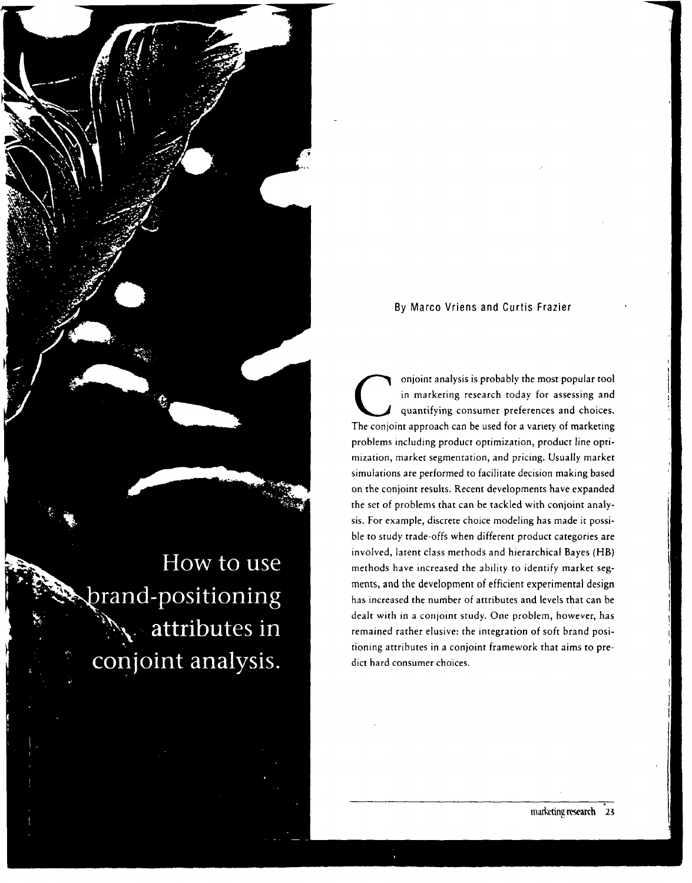# How to use brand-positioning attributes in conjoint analysis.

By Marco Vriens and Curtis Frazier

Conjoint analysis is probably the most popular tool in marketing research today for assessing and quantifying consumer preferences and choices. The conjoint approach can be used for a variety of marketing problems including product optimization, product line optimization, market segmentation, and pricing. Usually market simulations are performed to facilitate decision making based on the conjoint results. Recent developments have expanded the set of problems that can be tackled with conjoint analysis. For example, discrete choice modeling has made it possible to study trade-offs when different product categories are involved, latent class methods and hierarchical Bayes (HB) methods have increased the ability to identify market segments, and the development of efficient experimental design has increased the number of attributes and levels that can be dealt with in a conjoint study. One problem, however, has remained rather elusive: the integration of soft brand positioning attributes in a conjoint framework that aims to predict hard consumer choices.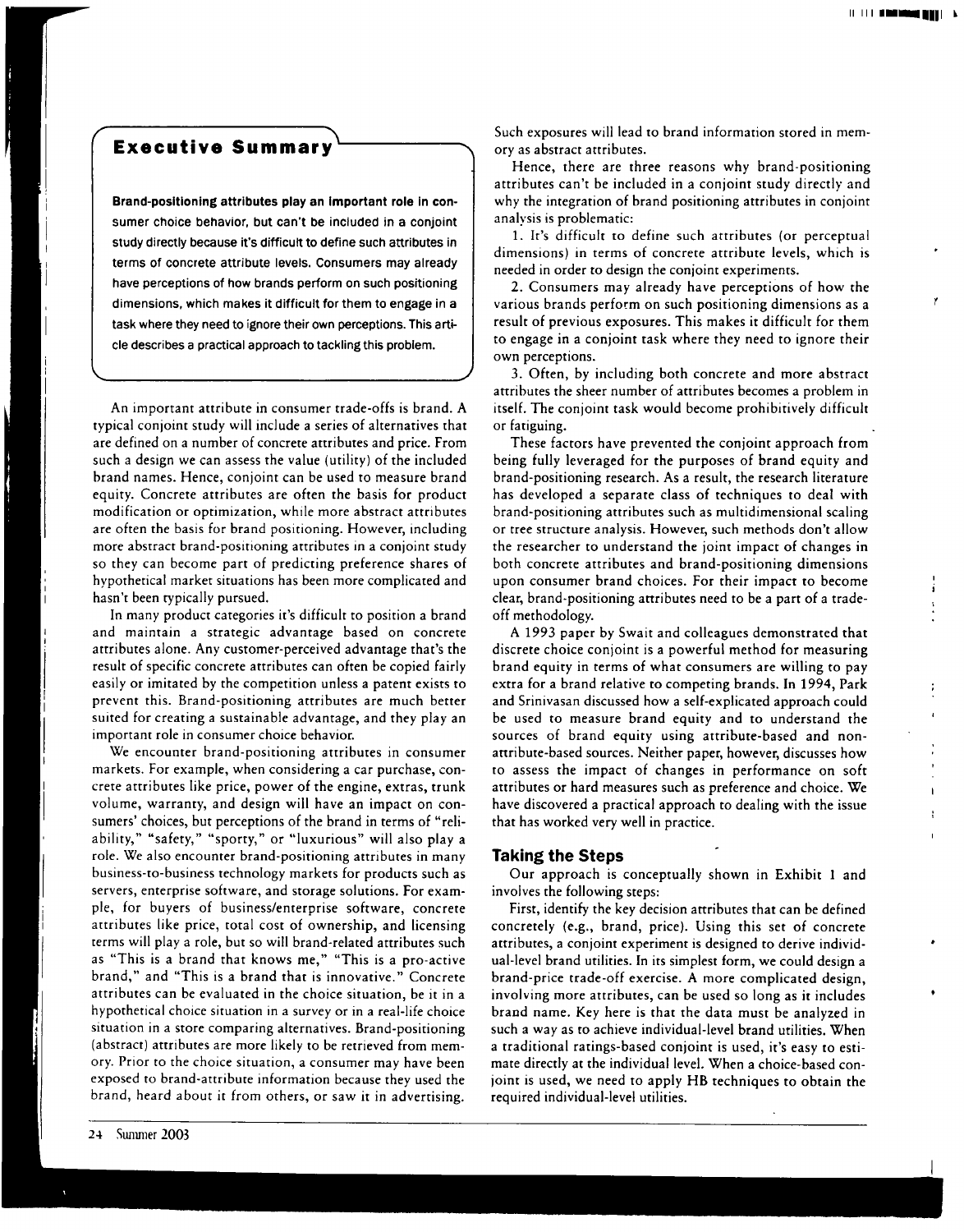## Executive Summary

**Brand-positioning attributes play an important role in consumer choice behavior, but can't be included in a conjoint study directly because it's difficult to define such attributes in terms of concrete attribute levels. Consumers may already have perceptions of how brands perform on such positioning dimensions, which makes it difficult for them to engage in a task where they need to ignore their own perceptions. This article describes a practical approach to tackling this problem.**

An important attribute in consumer trade-offs is brand. A typical conjoint study will include a series of alternatives that are defined on a number of concrete attributes and price. From such a design we can assess the value (utility) of the included brand names. Hence, conjoint can be used to measure brand equity. Concrete attributes are often the basis for product modification or optimization, while more abstract attributes are often the basis for brand positioning. However, including more abstract brand-positioning attributes in a conjoint study so they can become part of predicting preference shares of hypothetical market situations has been more complicated and hasn't been typically pursued.

In many product categories it's difficult to position a brand and maintain a strategic advantage based on concrete attributes alone. Any customer-perceived advantage that's the result of specific concrete attributes can often be copied fairly easily or imitated by the competition unless a patent exists to prevent this. Brand-positioning attributes are much better suited for creating a sustainable advantage, and they play an important role in consumer choice behavior.

We encounter brand-positioning attributes in consumer markets. For example, when considering a car purchase, concrete attributes like price, power of the engine, extras, trunk volume, warranty, and design will have an impact on consumers' choices, but perceptions of the brand in terms of "reliability," "safety," "sporty," or "luxurious" will also play a role. We also encounter brand-positioning attributes in many business-to-business technology markets for products such as servers, enterprise software, and storage solutions. For example, for buyers of business/enterprise software, concrete attributes like price, total cost of ownership, and licensing terms will play a role, but so will brand-related attributes such as "This is a brand that knows me," "This is a pro-active brand," and "This is a brand that is innovative." Concrete attributes can be evaluated in the choice situation, be it in a hypothetical choice situation in a survey or in a real-life choice situation in a store comparing alternatives. Brand-positioning (abstract) attributes are more likely to be retrieved from memory. Prior to the choice situation, a consumer may have been exposed to brand-attribute information because they used the brand, heard about it from others, or saw it in advertising. Such exposures will lead to brand information stored in memory as abstract attributes.

Hence, there are three reasons why brand-positioning attributes can't be included in a conjoint study directly and why the integration of brand positioning attributes in conjoint analysis is problematic:

1. It's difficult to define such attributes (or perceptual dimensions) in terms of concrete attribute levels, which is needed in order to design the conjoint experiments.
2. Consumers may already have perceptions of how the various brands perform on such positioning dimensions as a result of previous exposures. This makes it difficult for them to engage in a conjoint task where they need to ignore their own perceptions.
3. Often, by including both concrete and more abstract attributes the sheer number of attributes becomes a problem in itself. The conjoint task would become prohibitively difficult or fatiguing.

These factors have prevented the conjoint approach from being fully leveraged for the purposes of brand equity and brand-positioning research. As a result, the research literature has developed a separate class of techniques to deal with brand-positioning attributes such as multidimensional scaling or tree structure analysis. However, such methods don't allow the researcher to understand the joint impact of changes in both concrete attributes and brand-positioning dimensions upon consumer brand choices. For their impact to become clear, brand-positioning attributes need to be a part of a trade-off methodology.

A 1993 paper by Swait and colleagues demonstrated that discrete choice conjoint is a powerful method for measuring brand equity in terms of what consumers are willing to pay extra for a brand relative to competing brands. In 1994, Park and Srinivasan discussed how a self-explicated approach could be used to measure brand equity and to understand the sources of brand equity using attribute-based and non-attribute-based sources. Neither paper, however, discusses how to assess the impact of changes in performance on soft attributes or hard measures such as preference and choice. We have discovered a practical approach to dealing with the issue that has worked very well in practice.

### Taking the Steps

Our approach is conceptually shown in Exhibit 1 and involves the following steps:

First, identify the key decision attributes that can be defined concretely (e.g., brand, price). Using this set of concrete attributes, a conjoint experiment is designed to derive individual-level brand utilities. In its simplest form, we could design a brand-price trade-off exercise. A more complicated design, involving more attributes, can be used so long as it includes brand name. Key here is that the data must be analyzed in such a way as to achieve individual-level brand utilities. When a traditional ratings-based conjoint is used, it's easy to estimate directly at the individual level. When a choice-based conjoint is used, we need to apply HB techniques to obtain the required individual-level utilities.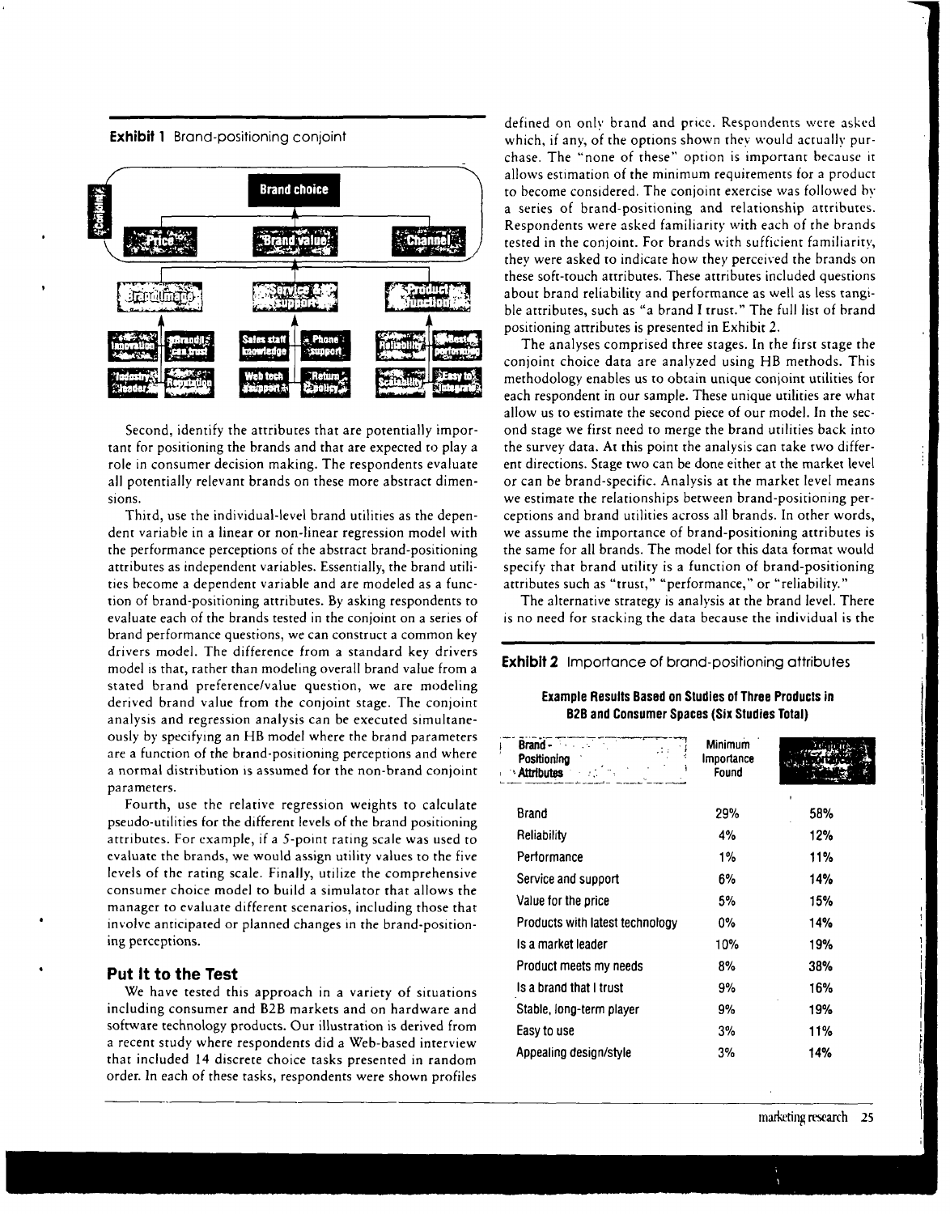**Exhibit 1** Brand-positioning conjoint

Second, identify the attributes that are potentially important for positioning the brands and that are expected to play a role in consumer decision making. The respondents evaluate all potentially relevant brands on these more abstract dimensions.

Third, use the individual-level brand utilities as the dependent variable in a linear or non-linear regression model with the performance perceptions of the abstract brand-positioning attributes as independent variables. Essentially, the brand utilities become a dependent variable and are modeled as a function of brand-positioning attributes. By asking respondents to evaluate each of the brands tested in the conjoint on a series of brand performance questions, we can construct a common key drivers model. The difference from a standard key drivers model is that, rather than modeling overall brand value from a stated brand preference/value question, we are modeling derived brand value from the conjoint stage. The conjoint analysis and regression analysis can be executed simultaneously by specifying an HB model where the brand parameters are a function of the brand-positioning perceptions and where a normal distribution is assumed for the non-brand conjoint parameters.

Fourth, use the relative regression weights to calculate pseudo-utilities for the different levels of the brand positioning attributes. For example, if a 5-point rating scale was used to evaluate the brands, we would assign utility values to the five levels of the rating scale. Finally, utilize the comprehensive consumer choice model to build a simulator that allows the manager to evaluate different scenarios, including those that involve anticipated or planned changes in the brand-positioning perceptions.

## Put It to the Test

We have tested this approach in a variety of situations including consumer and B2B markets and on hardware and software technology products. Our illustration is derived from a recent study where respondents did a Web-based interview that included 14 discrete choice tasks presented in random order. In each of these tasks, respondents were shown profiles defined on only brand and price. Respondents were asked which, if any, of the options shown they would actually purchase. The "none of these" option is important because it allows estimation of the minimum requirements for a product to become considered. The conjoint exercise was followed by a series of brand-positioning and relationship attributes. Respondents were asked familiarity with each of the brands tested in the conjoint. For brands with sufficient familiarity, they were asked to indicate how they perceived the brands on these soft-touch attributes. These attributes included questions about brand reliability and performance as well as less tangible attributes, such as "a brand I trust." The full list of brand positioning attributes is presented in Exhibit 2.

The analyses comprised three stages. In the first stage the conjoint choice data are analyzed using HB methods. This methodology enables us to obtain unique conjoint utilities for each respondent in our sample. These unique utilities are what allow us to estimate the second piece of our model. In the second stage we first need to merge the brand utilities back into the survey data. At this point the analysis can take two different directions. Stage two can be done either at the market level or can be brand-specific. Analysis at the market level means we estimate the relationships between brand-positioning perceptions and brand utilities across all brands. In other words, we assume the importance of brand-positioning attributes is the same for all brands. The model for this data format would specify that brand utility is a function of brand-positioning attributes such as "trust," "performance," or "reliability."

The alternative strategy is analysis at the brand level. There is no need for stacking the data because the individual is the

**Exhibit 2** Importance of brand-positioning attributes

**Example Results Based on Studies of Three Products in B2B and Consumer Spaces (Six Studies Total)**

| Brand-Positioning Attributes | Minimum Importance Found | Maximum Importance Found |
|---|---|---|
| Brand | 29% | 58% |
| Reliability | 4% | 12% |
| Performance | 1% | 11% |
| Service and support | 6% | 14% |
| Value for the price | 5% | 15% |
| Products with latest technology | 0% | 14% |
| Is a market leader | 10% | 19% |
| Product meets my needs | 8% | 38% |
| Is a brand that I trust | 9% | 16% |
| Stable, long-term player | 9% | 19% |
| Easy to use | 3% | 11% |
| Appealing design/style | 3% | 14% |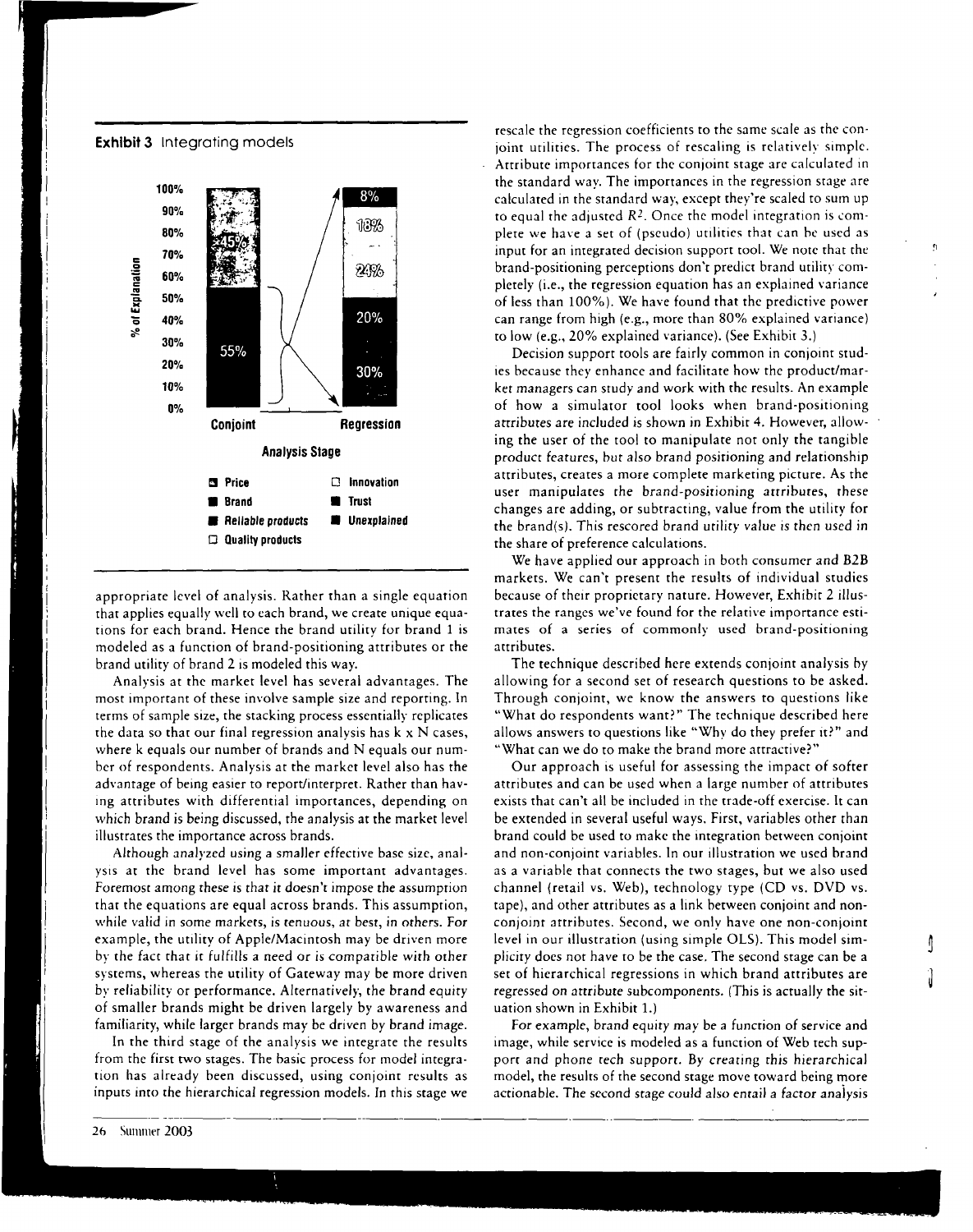**Exhibit 3** Integrating models

| % of Explanation | Conjoint | Regression |
|---|---|---|
| Price | 45% | |
| Brand | 55% | |
| Innovation | | 8% |
| Quality products | | 18% |
| Trust | | 24% |
| Reliable products | | 20% |
| Unexplained | | 30% |

Analysis Stage

appropriate level of analysis. Rather than a single equation that applies equally well to each brand, we create unique equations for each brand. Hence the brand utility for brand 1 is modeled as a function of brand-positioning attributes or the brand utility of brand 2 is modeled this way.

Analysis at the market level has several advantages. The most important of these involve sample size and reporting. In terms of sample size, the stacking process essentially replicates the data so that our final regression analysis has k x N cases, where k equals our number of brands and N equals our number of respondents. Analysis at the market level also has the advantage of being easier to report/interpret. Rather than having attributes with differential importances, depending on which brand is being discussed, the analysis at the market level illustrates the importance across brands.

Although analyzed using a smaller effective base size, analysis at the brand level has some important advantages. Foremost among these is that it doesn't impose the assumption that the equations are equal across brands. This assumption, while valid in some markets, is tenuous, at best, in others. For example, the utility of Apple/Macintosh may be driven more by the fact that it fulfills a need or is compatible with other systems, whereas the utility of Gateway may be more driven by reliability or performance. Alternatively, the brand equity of smaller brands might be driven largely by awareness and familiarity, while larger brands may be driven by brand image.

In the third stage of the analysis we integrate the results from the first two stages. The basic process for model integration has already been discussed, using conjoint results as inputs into the hierarchical regression models. In this stage we rescale the regression coefficients to the same scale as the conjoint utilities. The process of rescaling is relatively simple. Attribute importances for the conjoint stage are calculated in the standard way. The importances in the regression stage are calculated in the standard way, except they're scaled to sum up to equal the adjusted $R^2$. Once the model integration is complete we have a set of (pseudo) utilities that can be used as input for an integrated decision support tool. We note that the brand-positioning perceptions don't predict brand utility completely (i.e., the regression equation has an explained variance of less than 100%). We have found that the predictive power can range from high (e.g., more than 80% explained variance) to low (e.g., 20% explained variance). (See Exhibit 3.)

Decision support tools are fairly common in conjoint studies because they enhance and facilitate how the product/market managers can study and work with the results. An example of how a simulator tool looks when brand-positioning attributes are included is shown in Exhibit 4. However, allowing the user of the tool to manipulate not only the tangible product features, but also brand positioning and relationship attributes, creates a more complete marketing picture. As the user manipulates the brand-positioning attributes, these changes are adding, or subtracting, value from the utility for the brand(s). This rescored brand utility value is then used in the share of preference calculations.

We have applied our approach in both consumer and B2B markets. We can't present the results of individual studies because of their proprietary nature. However, Exhibit 2 illustrates the ranges we've found for the relative importance estimates of a series of commonly used brand-positioning attributes.

The technique described here extends conjoint analysis by allowing for a second set of research questions to be asked. Through conjoint, we know the answers to questions like "What do respondents want?" The technique described here allows answers to questions like "Why do they prefer it?" and "What can we do to make the brand more attractive?"

Our approach is useful for assessing the impact of softer attributes and can be used when a large number of attributes exists that can't all be included in the trade-off exercise. It can be extended in several useful ways. First, variables other than brand could be used to make the integration between conjoint and non-conjoint variables. In our illustration we used brand as a variable that connects the two stages, but we also used channel (retail vs. Web), technology type (CD vs. DVD vs. tape), and other attributes as a link between conjoint and non-conjoint attributes. Second, we only have one non-conjoint level in our illustration (using simple OLS). This model simplicity does not have to be the case. The second stage can be a set of hierarchical regressions in which brand attributes are regressed on attribute subcomponents. (This is actually the situation shown in Exhibit 1.)

For example, brand equity may be a function of service and image, while service is modeled as a function of Web tech support and phone tech support. By creating this hierarchical model, the results of the second stage move toward being more actionable. The second stage could also entail a factor analysis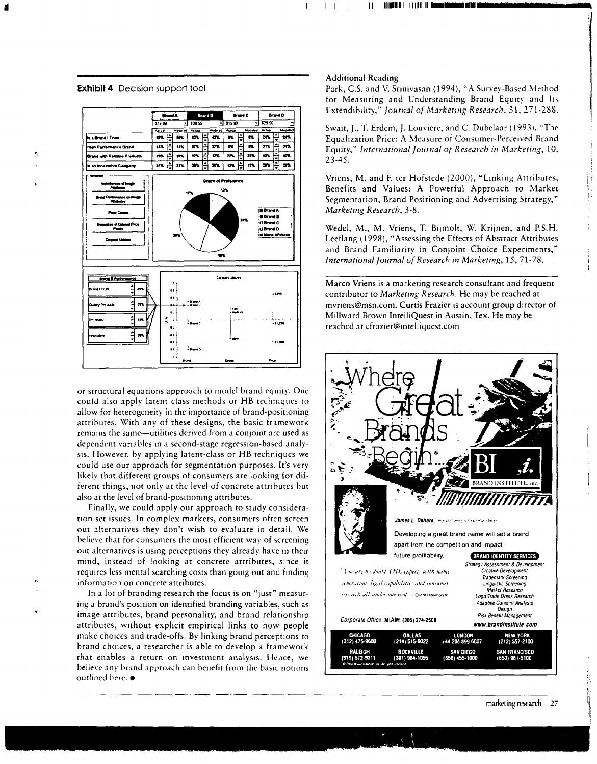**Exhibit 4** Decision support tool

or structural equations approach to model brand equity. One could also apply latent class methods or HB techniques to allow for heterogeneity in the importance of brand-positioning attributes. With any of these designs, the basic framework remains the same—utilities derived from a conjoint are used as dependent variables in a second-stage regression-based analysis. However, by applying latent-class or HB techniques we could use our approach for segmentation purposes. It's very likely that different groups of consumers are looking for different things, not only at the level of concrete attributes but also at the level of brand-positioning attributes.

Finally, we could apply our approach to study consideration set issues. In complex markets, consumers often screen out alternatives they don't wish to evaluate in detail. We believe that for consumers the most efficient way of screening out alternatives is using perceptions they already have in their mind, instead of looking at concrete attributes, since it requires less mental searching costs than going out and finding information on concrete attributes.

In a lot of branding research the focus is on "just" measuring a brand's position on identified branding variables, such as image attributes, brand personality, and brand relationship attributes, without explicit empirical links to how people make choices and trade-offs. By linking brand perceptions to brand choices, a researcher is able to develop a framework that enables a return on investment analysis. Hence, we believe any brand approach can benefit from the basic notions outlined here. ●

## Additional Reading

Park, C.S. and V. Srinivasan (1994), "A Survey-Based Method for Measuring and Understanding Brand Equity and Its Extendibility," *Journal of Marketing Research*, 31, 271-288.

Swait, J., T. Erdem, J. Louviere, and C. Dubelaar (1993), "The Equalization Price: A Measure of Consumer-Perceived Brand Equity," *International Journal of Research in Marketing*, 10, 23-45.

Vriens, M. and F. ter Hofstede (2000), "Linking Attributes, Benefits and Values: A Powerful Approach to Market Segmentation, Brand Positioning and Advertising Strategy," *Marketing Research*, 3-8.

Wedel, M., M. Vriens, T. Bijmolt, W. Krijnen, and P.S.H. Leeflang (1998), "Assessing the Effects of Abstract Attributes and Brand Familiarity in Conjoint Choice Experiments," *International Journal of Research in Marketing*, 15, 71-78.

**Marco Vriens** is a marketing research consultant and frequent contributor to *Marketing Research*. He may be reached at mvriens@msn.com. **Curtis Frazier** is account group director of Millward Brown IntelliQuest in Austin, Tex. He may be reached at cfrazier@intelliquest.com

Where Great Brands Begin®

BI ,i. BRAND INSTITUTE, inc.

*James L. Dettore*, President and Chief Executive Officer

Developing a great brand name will set a brand apart from the competition and impact future profitability.

"You are, no doubt, THE experts with name generation, legal capabilities and consumer research all under one roof." - Client testimonial

**BRAND IDENTITY SERVICES**

*Strategy Assessment & Development*
*Creative Development*
*Trademark Screening*
*Linguistic Screening*
*Market Research*
*Logo/Trade Dress Research*
*Adaptive Conjoint Analysis*
*Design*
*Risk Benefit Management*

Corporate Office **MIAMI (305) 374-2500**

**www.brandinstitute.com**

| | | | |
|---|---|---|---|
| **CHICAGO** (312) 475-9600 | **DALLAS** (214) 515-9022 | **LONDON** +44 208 899 6007 | **NEW YORK** (212) 557-2100 |
| **RALEIGH** (919) 572-9311 | **ROCKVILLE** (301) 984-1055 | **SAN DIEGO** (858) 455-1000 | **SAN FRANCISCO** (650) 961-5100 |